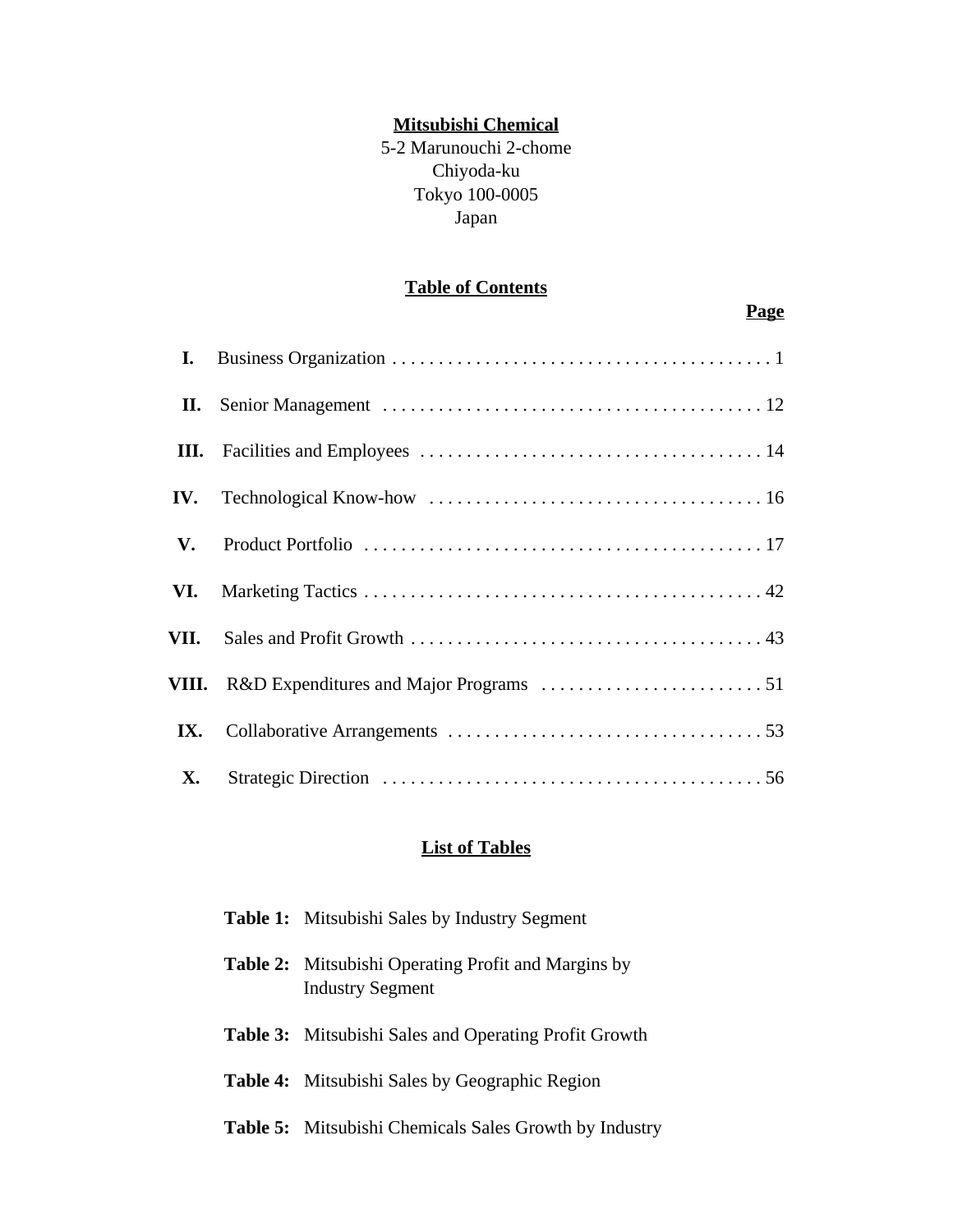# Mitsubishi Chemical

5-2 Marunouchi 2-chome
Chiyoda-ku
Tokyo 100-0005
Japan

## Table of Contents

| | | Page |
|---|---|---|
| I. | Business Organization | 1 |
| II. | Senior Management | 12 |
| III. | Facilities and Employees | 14 |
| IV. | Technological Know-how | 16 |
| V. | Product Portfolio | 17 |
| VI. | Marketing Tactics | 42 |
| VII. | Sales and Profit Growth | 43 |
| VIII. | R&D Expenditures and Major Programs | 51 |
| IX. | Collaborative Arrangements | 53 |
| X. | Strategic Direction | 56 |

## List of Tables

**Table 1:** Mitsubishi Sales by Industry Segment

**Table 2:** Mitsubishi Operating Profit and Margins by Industry Segment

**Table 3:** Mitsubishi Sales and Operating Profit Growth

**Table 4:** Mitsubishi Sales by Geographic Region

**Table 5:** Mitsubishi Chemicals Sales Growth by Industry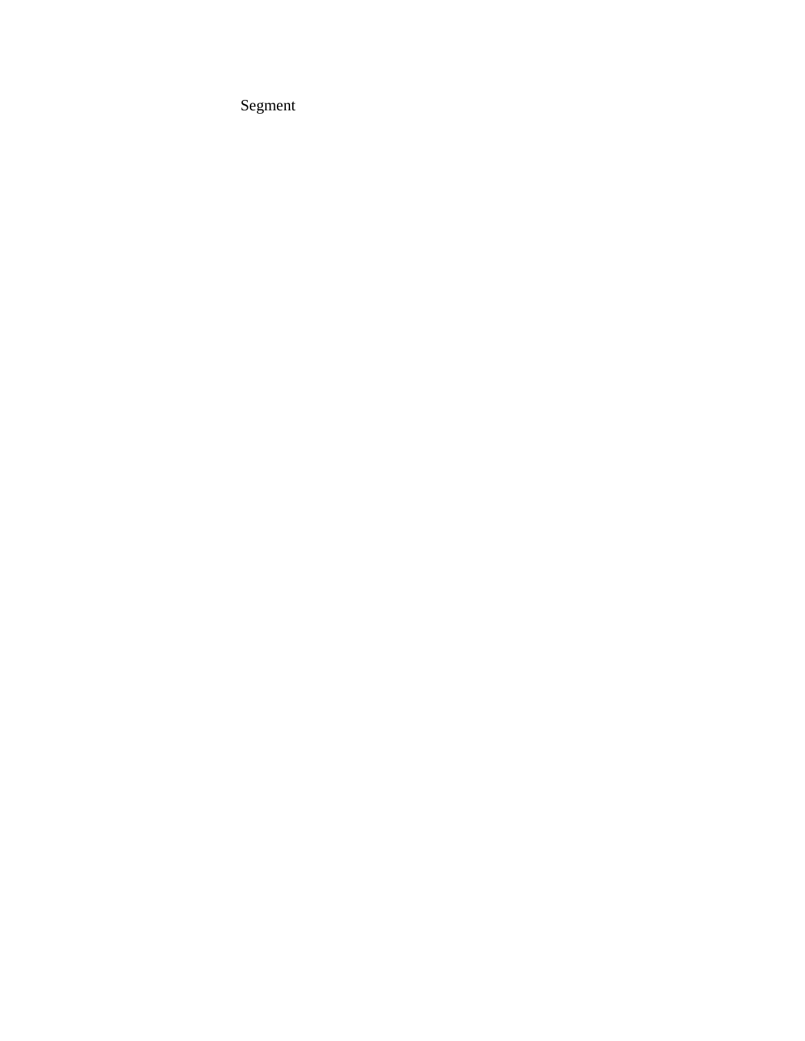Segment